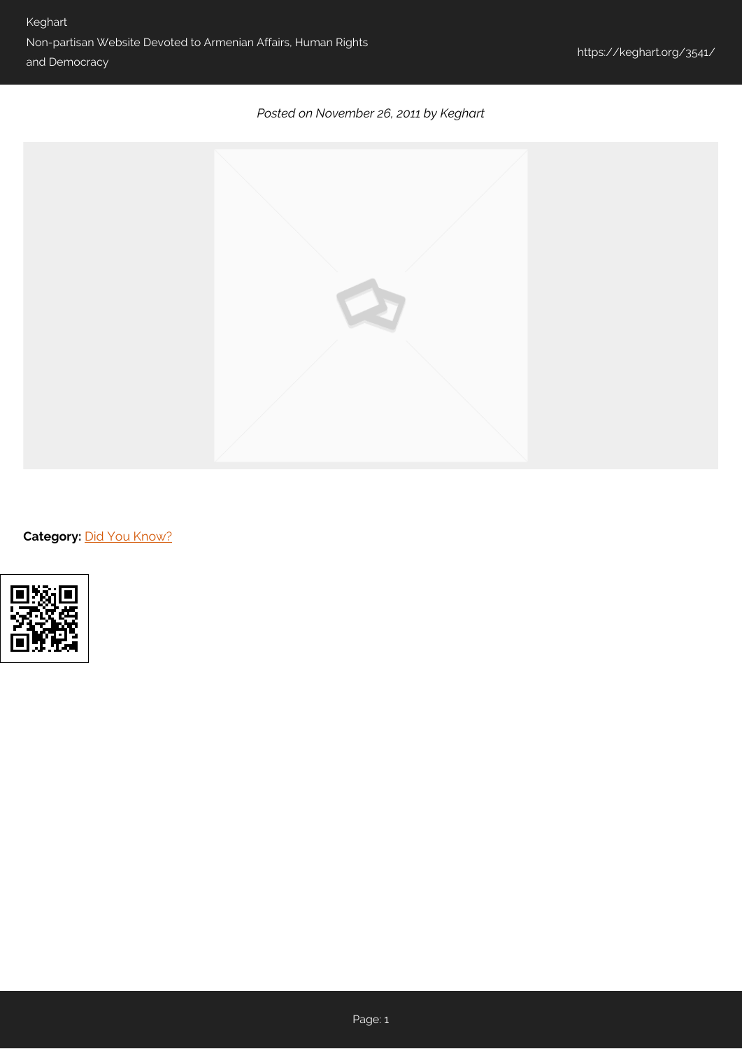*Posted on November 26, 2011 by Keghart*

**Category:** Did You Know?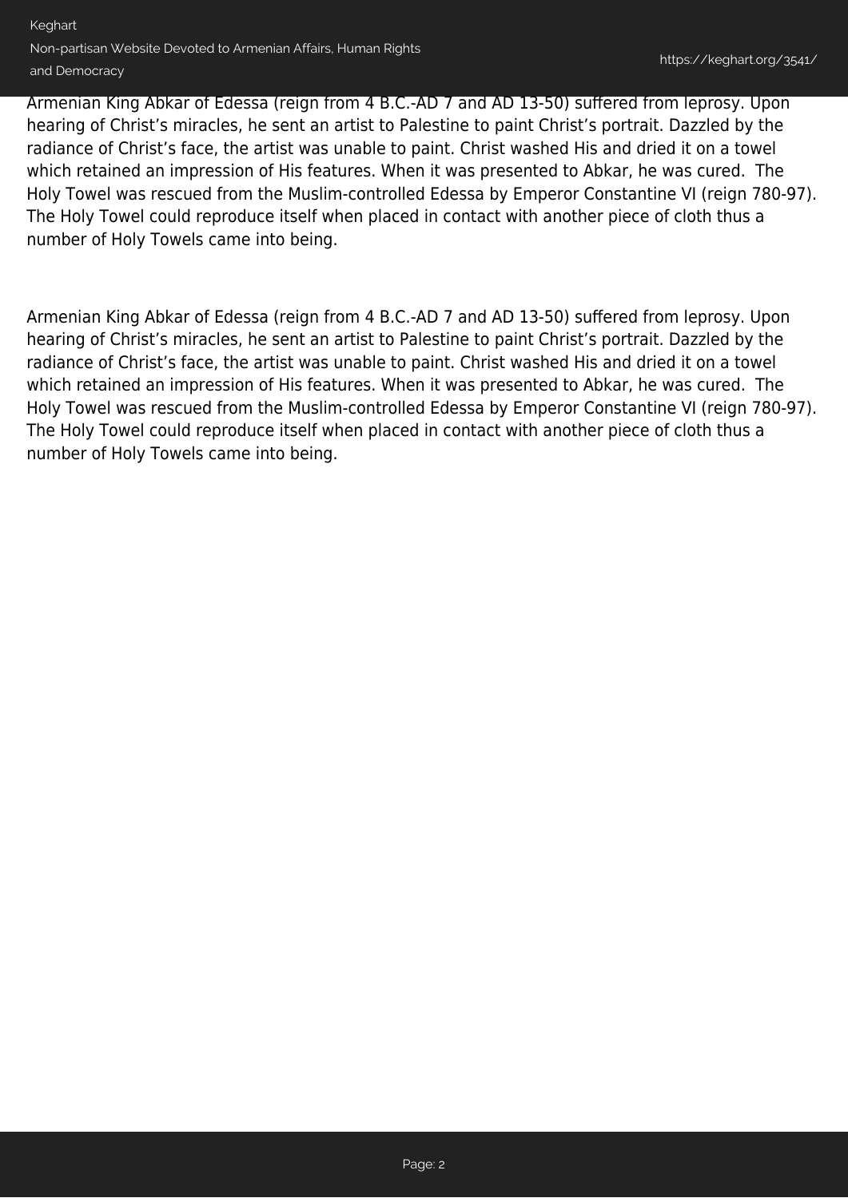Armenian King Abkar of Edessa (reign from 4 B.C.-AD 7 and AD 13-50) suffered from leprosy. Upon hearing of Christ's miracles, he sent an artist to Palestine to paint Christ's portrait. Dazzled by the radiance of Christ's face, the artist was unable to paint. Christ washed His and dried it on a towel which retained an impression of His features. When it was presented to Abkar, he was cured. The Holy Towel was rescued from the Muslim-controlled Edessa by Emperor Constantine VI (reign 780-97). The Holy Towel could reproduce itself when placed in contact with another piece of cloth thus a number of Holy Towels came into being.

Armenian King Abkar of Edessa (reign from 4 B.C.-AD 7 and AD 13-50) suffered from leprosy. Upon hearing of Christ's miracles, he sent an artist to Palestine to paint Christ's portrait. Dazzled by the radiance of Christ's face, the artist was unable to paint. Christ washed His and dried it on a towel which retained an impression of His features. When it was presented to Abkar, he was cured. The Holy Towel was rescued from the Muslim-controlled Edessa by Emperor Constantine VI (reign 780-97). The Holy Towel could reproduce itself when placed in contact with another piece of cloth thus a number of Holy Towels came into being.